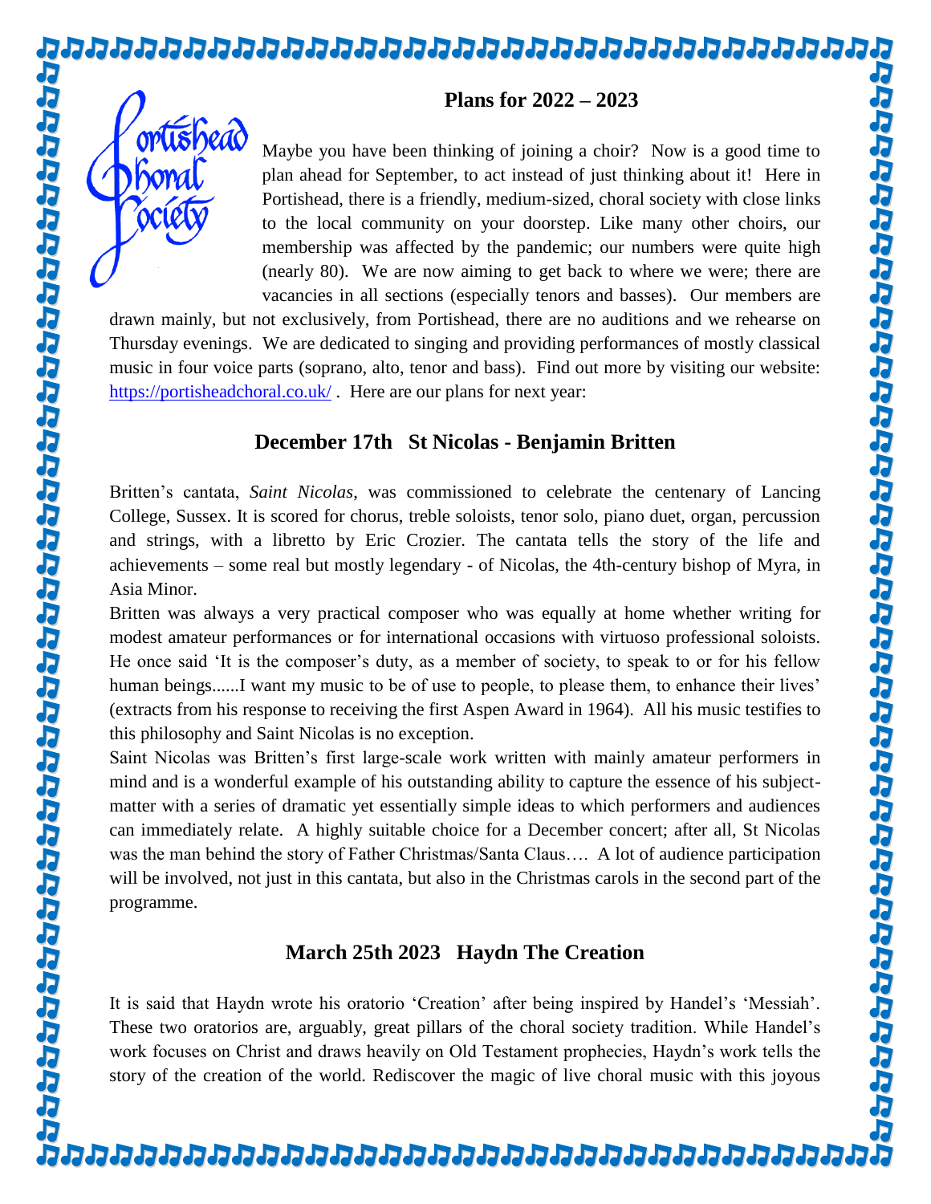Portishead Choral Society

## Plans for 2022 – 2023

Maybe you have been thinking of joining a choir? Now is a good time to plan ahead for September, to act instead of just thinking about it! Here in Portishead, there is a friendly, medium-sized, choral society with close links to the local community on your doorstep. Like many other choirs, our membership was affected by the pandemic; our numbers were quite high (nearly 80). We are now aiming to get back to where we were; there are vacancies in all sections (especially tenors and basses). Our members are drawn mainly, but not exclusively, from Portishead, there are no auditions and we rehearse on Thursday evenings. We are dedicated to singing and providing performances of mostly classical music in four voice parts (soprano, alto, tenor and bass). Find out more by visiting our website: https://portisheadchoral.co.uk/ . Here are our plans for next year:

### December 17th St Nicolas - Benjamin Britten

Britten's cantata, *Saint Nicolas*, was commissioned to celebrate the centenary of Lancing College, Sussex. It is scored for chorus, treble soloists, tenor solo, piano duet, organ, percussion and strings, with a libretto by Eric Crozier. The cantata tells the story of the life and achievements – some real but mostly legendary - of Nicolas, the 4th-century bishop of Myra, in Asia Minor.

Britten was always a very practical composer who was equally at home whether writing for modest amateur performances or for international occasions with virtuoso professional soloists. He once said 'It is the composer's duty, as a member of society, to speak to or for his fellow human beings......I want my music to be of use to people, to please them, to enhance their lives' (extracts from his response to receiving the first Aspen Award in 1964). All his music testifies to this philosophy and Saint Nicolas is no exception.

Saint Nicolas was Britten's first large-scale work written with mainly amateur performers in mind and is a wonderful example of his outstanding ability to capture the essence of his subject-matter with a series of dramatic yet essentially simple ideas to which performers and audiences can immediately relate. A highly suitable choice for a December concert; after all, St Nicolas was the man behind the story of Father Christmas/Santa Claus…. A lot of audience participation will be involved, not just in this cantata, but also in the Christmas carols in the second part of the programme.

### March 25th 2023 Haydn The Creation

It is said that Haydn wrote his oratorio 'Creation' after being inspired by Handel's 'Messiah'. These two oratorios are, arguably, great pillars of the choral society tradition. While Handel's work focuses on Christ and draws heavily on Old Testament prophecies, Haydn's work tells the story of the creation of the world. Rediscover the magic of live choral music with this joyous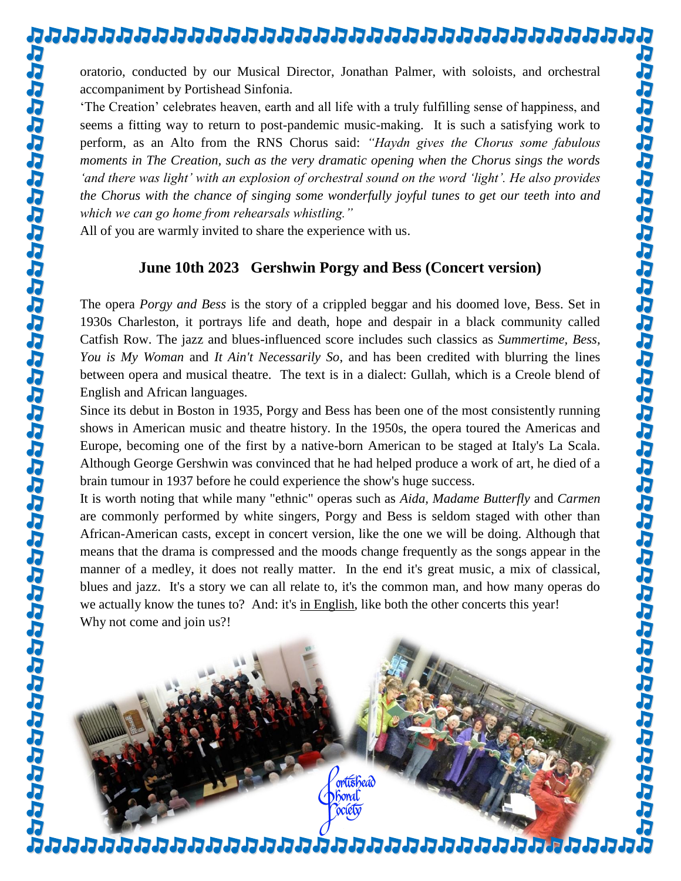oratorio, conducted by our Musical Director, Jonathan Palmer, with soloists, and orchestral accompaniment by Portishead Sinfonia.

'The Creation' celebrates heaven, earth and all life with a truly fulfilling sense of happiness, and seems a fitting way to return to post-pandemic music-making. It is such a satisfying work to perform, as an Alto from the RNS Chorus said: *"Haydn gives the Chorus some fabulous moments in The Creation, such as the very dramatic opening when the Chorus sings the words 'and there was light' with an explosion of orchestral sound on the word 'light'. He also provides the Chorus with the chance of singing some wonderfully joyful tunes to get our teeth into and which we can go home from rehearsals whistling."*

All of you are warmly invited to share the experience with us.

## June 10th 2023 Gershwin Porgy and Bess (Concert version)

The opera *Porgy and Bess* is the story of a crippled beggar and his doomed love, Bess. Set in 1930s Charleston, it portrays life and death, hope and despair in a black community called Catfish Row. The jazz and blues-influenced score includes such classics as *Summertime*, *Bess, You is My Woman* and *It Ain't Necessarily So*, and has been credited with blurring the lines between opera and musical theatre. The text is in a dialect: Gullah, which is a Creole blend of English and African languages.

Since its debut in Boston in 1935, Porgy and Bess has been one of the most consistently running shows in American music and theatre history. In the 1950s, the opera toured the Americas and Europe, becoming one of the first by a native-born American to be staged at Italy's La Scala. Although George Gershwin was convinced that he had helped produce a work of art, he died of a brain tumour in 1937 before he could experience the show's huge success.

It is worth noting that while many "ethnic" operas such as *Aida, Madame Butterfly* and *Carmen* are commonly performed by white singers, Porgy and Bess is seldom staged with other than African-American casts, except in concert version, like the one we will be doing. Although that means that the drama is compressed and the moods change frequently as the songs appear in the manner of a medley, it does not really matter. In the end it's great music, a mix of classical, blues and jazz. It's a story we can all relate to, it's the common man, and how many operas do we actually know the tunes to? And: it's in English, like both the other concerts this year!

Why not come and join us?!

Portishead Choral Society